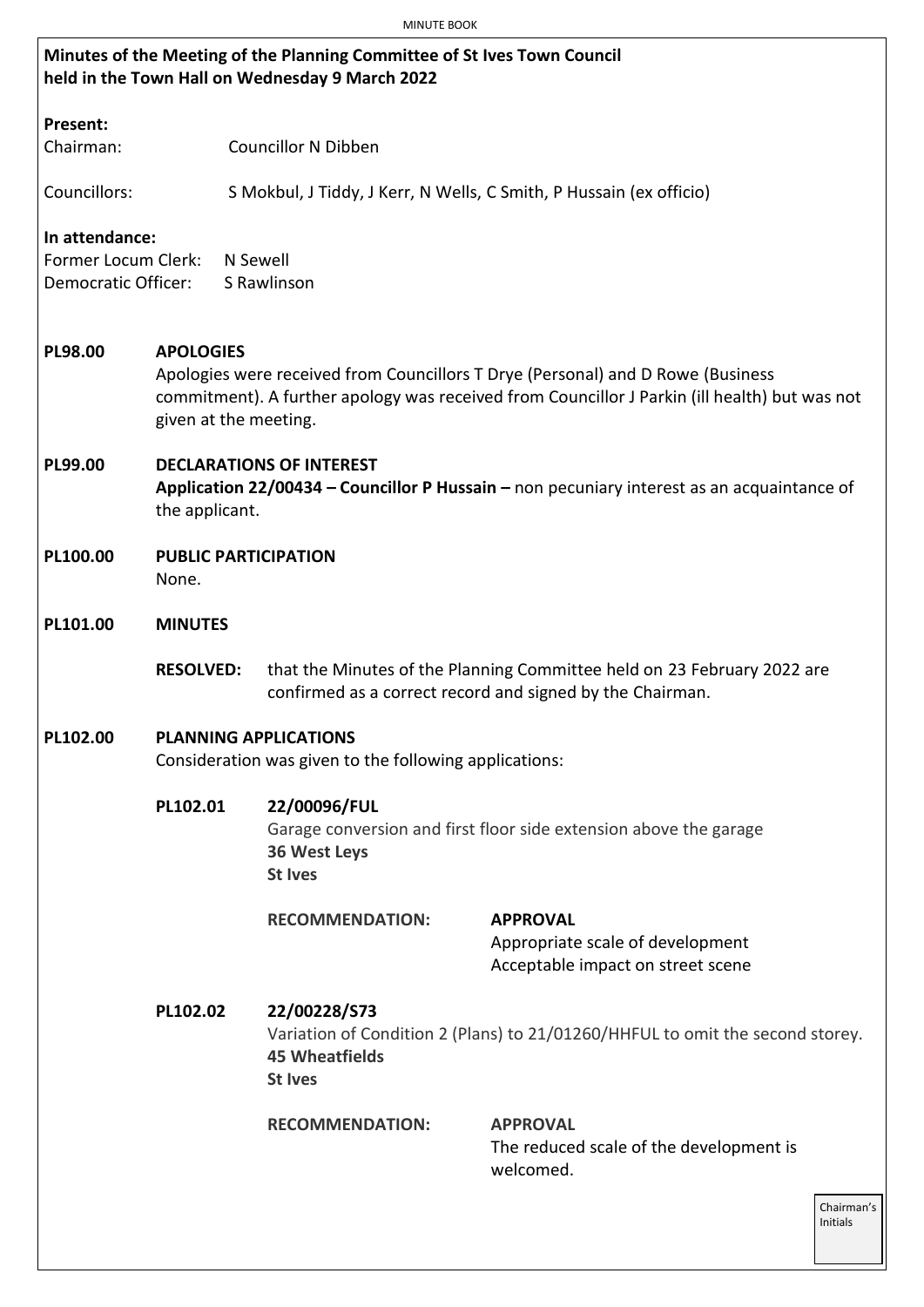**Minutes of the Meeting of the Planning Committee of St Ives Town Council held in the Town Hall on Wednesday 9 March 2022**

**Present:**

Chairman: Councillor N Dibben

Councillors: S Mokbul, J Tiddy, J Kerr, N Wells, C Smith, P Hussain (ex officio)

**In attendance:**

Former Locum Clerk: N Sewell

Democratic Officer: S Rawlinson

**PL98.00 APOLOGIES**

Apologies were received from Councillors T Drye (Personal) and D Rowe (Business commitment). A further apology was received from Councillor J Parkin (ill health) but was not given at the meeting.

**PL99.00 DECLARATIONS OF INTEREST**

**Application 22/00434 – Councillor P Hussain –** non pecuniary interest as an acquaintance of the applicant.

**PL100.00 PUBLIC PARTICIPATION**

None.

**PL101.00 MINUTES**

**RESOLVED:** that the Minutes of the Planning Committee held on 23 February 2022 are confirmed as a correct record and signed by the Chairman.

**PL102.00 PLANNING APPLICATIONS**

Consideration was given to the following applications:

**PL102.01 22/00096/FUL**

Garage conversion and first floor side extension above the garage

**36 West Leys**
**St Ives**

**RECOMMENDATION: APPROVAL**

Appropriate scale of development
Acceptable impact on street scene

**PL102.02 22/00228/S73**

Variation of Condition 2 (Plans) to 21/01260/HHFUL to omit the second storey.

**45 Wheatfields**
**St Ives**

**RECOMMENDATION: APPROVAL**

The reduced scale of the development is welcomed.

Chairman's Initials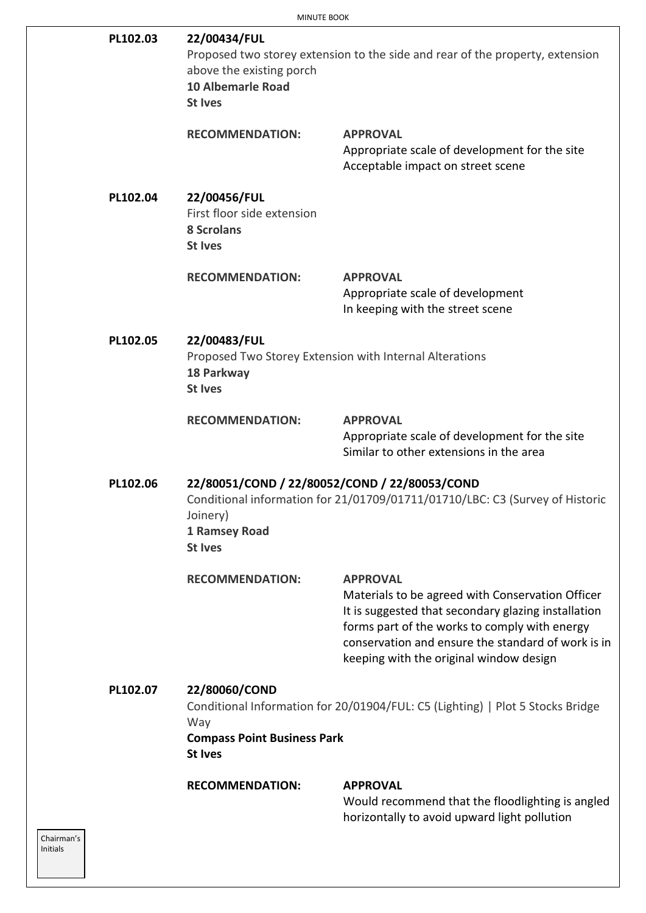**PL102.03** **22/00434/FUL**

Proposed two storey extension to the side and rear of the property, extension above the existing porch

**10 Albemarle Road**
**St Ives**

**RECOMMENDATION:** **APPROVAL**

Appropriate scale of development for the site
Acceptable impact on street scene

**PL102.04** **22/00456/FUL**

First floor side extension

**8 Scrolans**
**St Ives**

**RECOMMENDATION:** **APPROVAL**

Appropriate scale of development
In keeping with the street scene

**PL102.05** **22/00483/FUL**

Proposed Two Storey Extension with Internal Alterations

**18 Parkway**
**St Ives**

**RECOMMENDATION:** **APPROVAL**

Appropriate scale of development for the site
Similar to other extensions in the area

**PL102.06** **22/80051/COND / 22/80052/COND / 22/80053/COND**

Conditional information for 21/01709/01711/01710/LBC: C3 (Survey of Historic Joinery)

**1 Ramsey Road**
**St Ives**

**RECOMMENDATION:** **APPROVAL**

Materials to be agreed with Conservation Officer
It is suggested that secondary glazing installation forms part of the works to comply with energy conservation and ensure the standard of work is in keeping with the original window design

**PL102.07** **22/80060/COND**

Conditional Information for 20/01904/FUL: C5 (Lighting) | Plot 5 Stocks Bridge Way

**Compass Point Business Park**
**St Ives**

**RECOMMENDATION:** **APPROVAL**

Would recommend that the floodlighting is angled horizontally to avoid upward light pollution

Chairman's Initials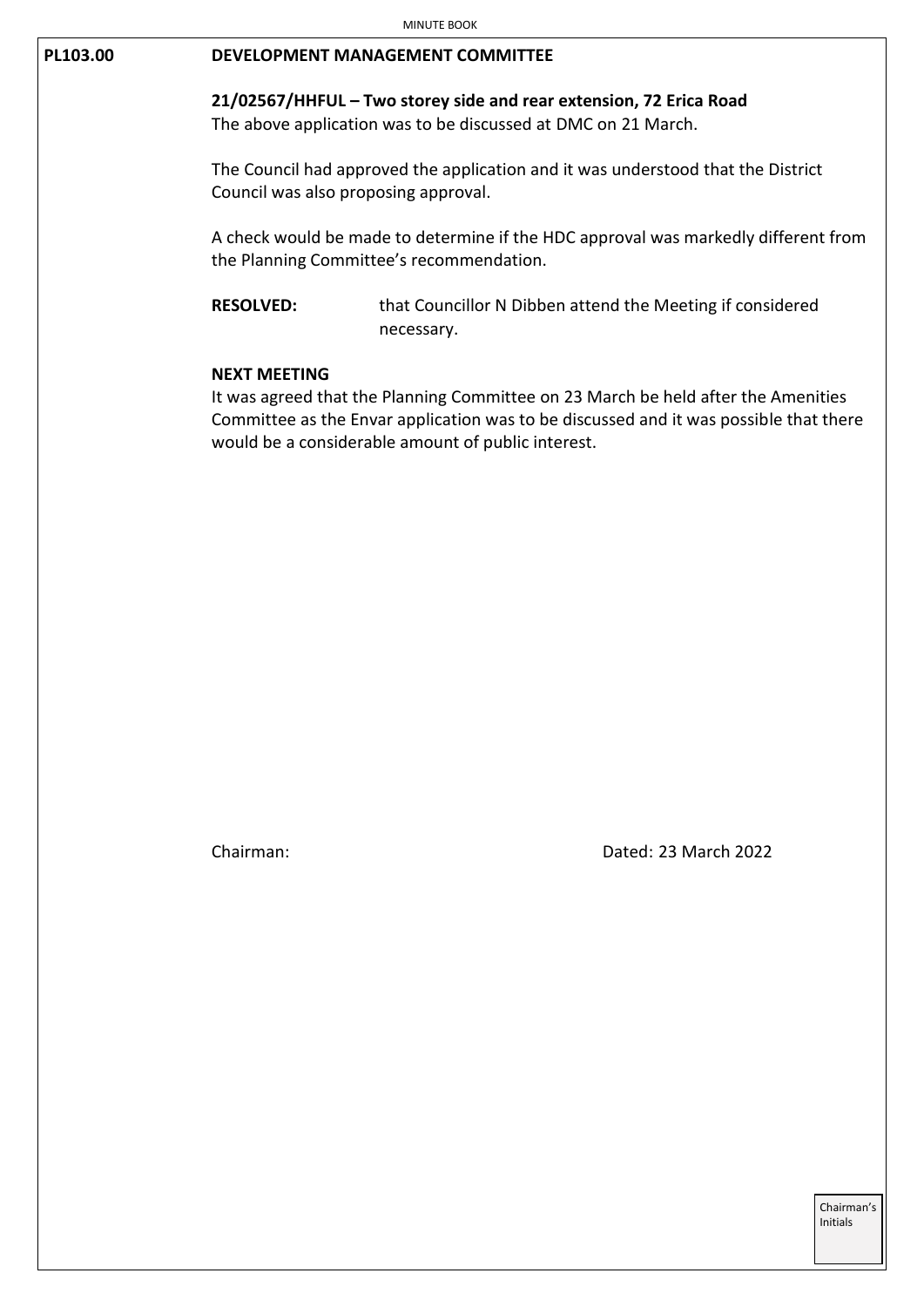**PL103.00** **DEVELOPMENT MANAGEMENT COMMITTEE**

**21/02567/HHFUL – Two storey side and rear extension, 72 Erica Road**

The above application was to be discussed at DMC on 21 March.

The Council had approved the application and it was understood that the District Council was also proposing approval.

A check would be made to determine if the HDC approval was markedly different from the Planning Committee's recommendation.

**RESOLVED:** that Councillor N Dibben attend the Meeting if considered necessary.

**NEXT MEETING**

It was agreed that the Planning Committee on 23 March be held after the Amenities Committee as the Envar application was to be discussed and it was possible that there would be a considerable amount of public interest.

Chairman: Dated: 23 March 2022

Chairman's Initials